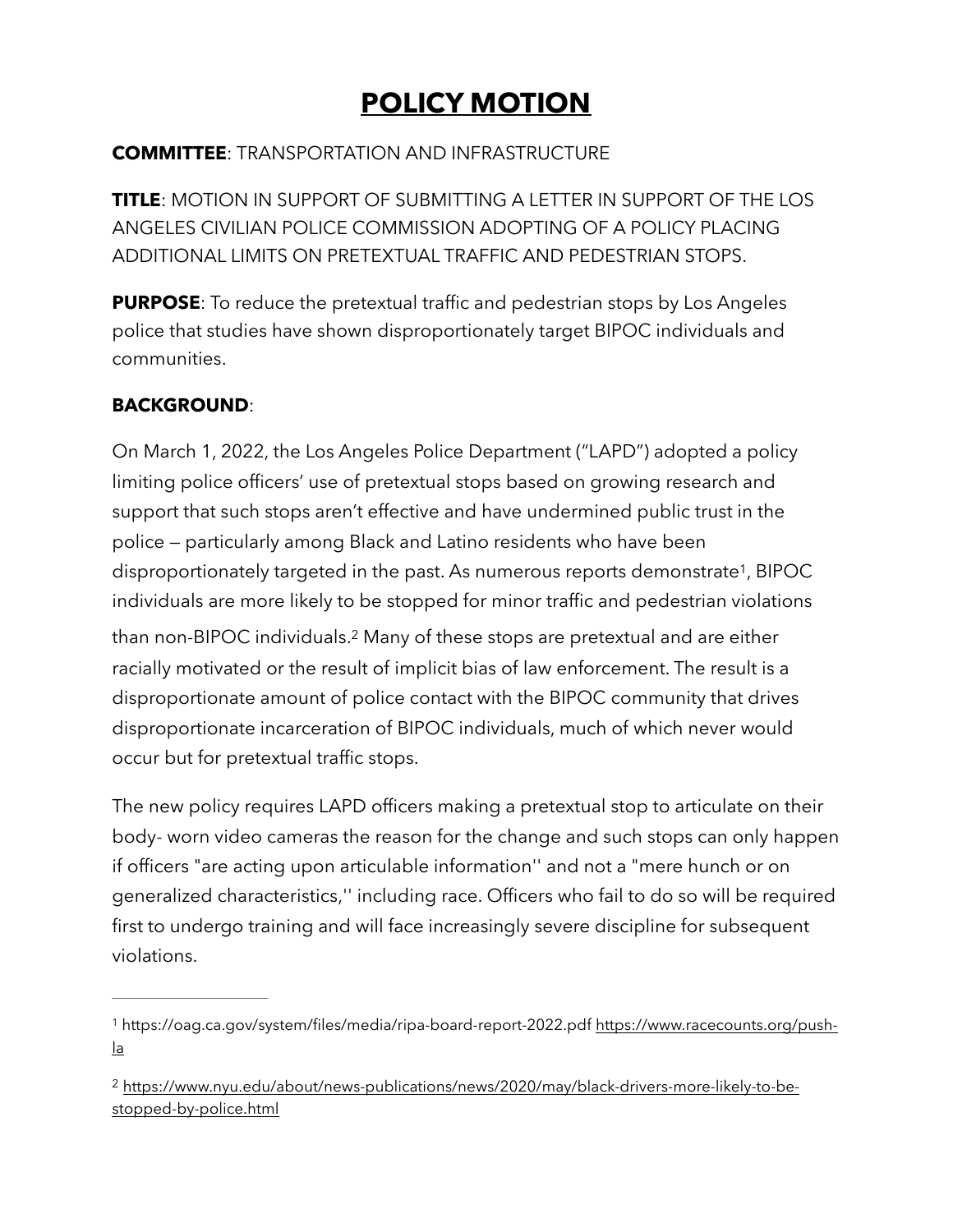# POLICY MOTION

**COMMITTEE**: TRANSPORTATION AND INFRASTRUCTURE

**TITLE**: MOTION IN SUPPORT OF SUBMITTING A LETTER IN SUPPORT OF THE LOS ANGELES CIVILIAN POLICE COMMISSION ADOPTING OF A POLICY PLACING ADDITIONAL LIMITS ON PRETEXTUAL TRAFFIC AND PEDESTRIAN STOPS.

**PURPOSE**: To reduce the pretextual traffic and pedestrian stops by Los Angeles police that studies have shown disproportionately target BIPOC individuals and communities.

**BACKGROUND**:

On March 1, 2022, the Los Angeles Police Department ("LAPD") adopted a policy limiting police officers' use of pretextual stops based on growing research and support that such stops aren't effective and have undermined public trust in the police — particularly among Black and Latino residents who have been disproportionately targeted in the past. As numerous reports demonstrate[1], BIPOC individuals are more likely to be stopped for minor traffic and pedestrian violations than non-BIPOC individuals.[2] Many of these stops are pretextual and are either racially motivated or the result of implicit bias of law enforcement. The result is a disproportionate amount of police contact with the BIPOC community that drives disproportionate incarceration of BIPOC individuals, much of which never would occur but for pretextual traffic stops.

The new policy requires LAPD officers making a pretextual stop to articulate on their body- worn video cameras the reason for the change and such stops can only happen if officers "are acting upon articulable information'' and not a "mere hunch or on generalized characteristics,'' including race. Officers who fail to do so will be required first to undergo training and will face increasingly severe discipline for subsequent violations.

---

[1] https://oag.ca.gov/system/files/media/ripa-board-report-2022.pdf https://www.racecounts.org/push-la

[2] https://www.nyu.edu/about/news-publications/news/2020/may/black-drivers-more-likely-to-be-stopped-by-police.html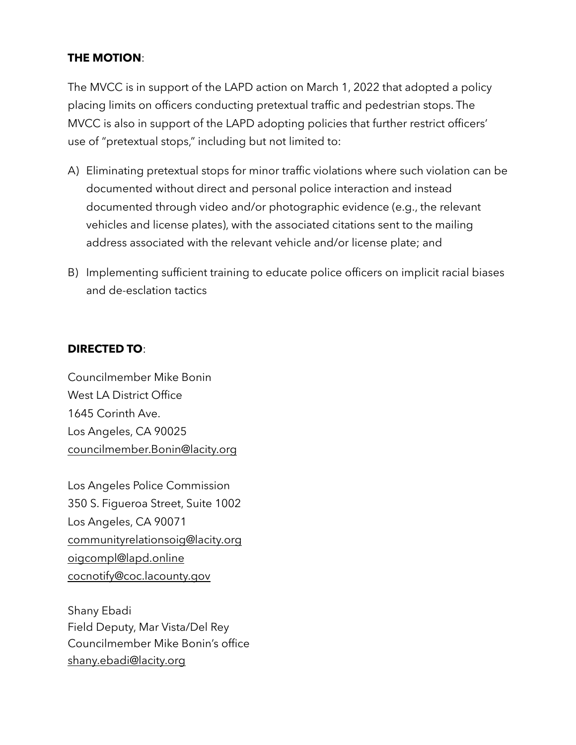**THE MOTION**:

The MVCC is in support of the LAPD action on March 1, 2022 that adopted a policy placing limits on officers conducting pretextual traffic and pedestrian stops. The MVCC is also in support of the LAPD adopting policies that further restrict officers' use of "pretextual stops," including but not limited to:

A) Eliminating pretextual stops for minor traffic violations where such violation can be documented without direct and personal police interaction and instead documented through video and/or photographic evidence (e.g., the relevant vehicles and license plates), with the associated citations sent to the mailing address associated with the relevant vehicle and/or license plate; and

B) Implementing sufficient training to educate police officers on implicit racial biases and de-esclation tactics

**DIRECTED TO**:

Councilmember Mike Bonin
West LA District Office
1645 Corinth Ave.
Los Angeles, CA 90025
councilmember.Bonin@lacity.org

Los Angeles Police Commission
350 S. Figueroa Street, Suite 1002
Los Angeles, CA 90071
communityrelationsoig@lacity.org
oigcompl@lapd.online
cocnotify@coc.lacounty.gov

Shany Ebadi
Field Deputy, Mar Vista/Del Rey
Councilmember Mike Bonin's office
shany.ebadi@lacity.org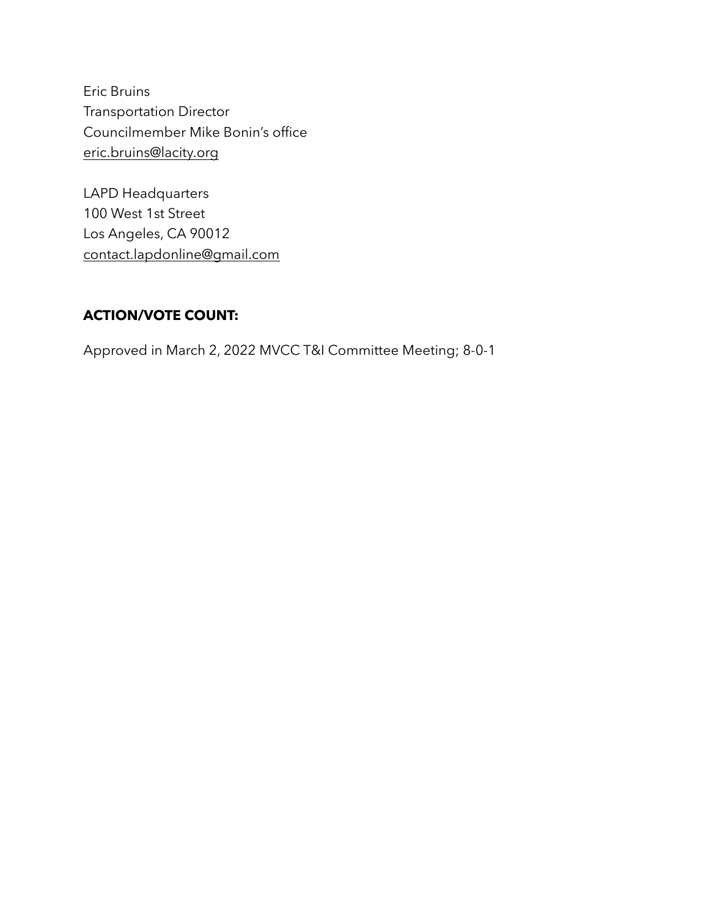Eric Bruins
Transportation Director
Councilmember Mike Bonin's office
eric.bruins@lacity.org

LAPD Headquarters
100 West 1st Street
Los Angeles, CA 90012
contact.lapdonline@gmail.com

**ACTION/VOTE COUNT:**

Approved in March 2, 2022 MVCC T&I Committee Meeting; 8-0-1